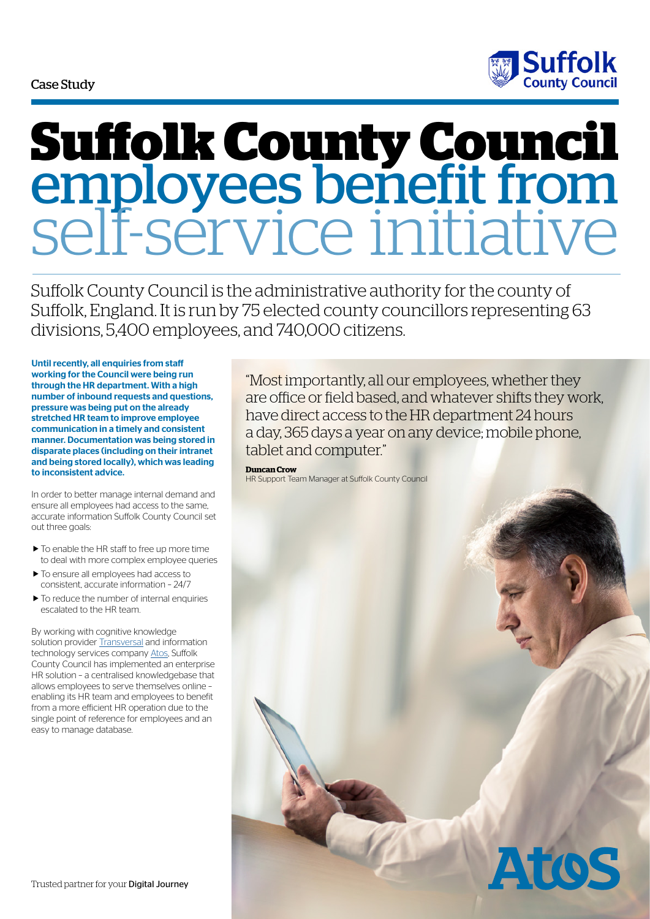Case Study

# Suffolk County Council employees benefit from self-service initiative

Suffolk County Council is the administrative authority for the county of Suffolk, England. It is run by 75 elected county councillors representing 63 divisions, 5,400 employees, and 740,000 citizens.

**Until recently, all enquiries from staff working for the Council were being run through the HR department. With a high number of inbound requests and questions, pressure was being put on the already stretched HR team to improve employee communication in a timely and consistent manner. Documentation was being stored in disparate places (including on their intranet and being stored locally), which was leading to inconsistent advice.**

In order to better manage internal demand and ensure all employees had access to the same, accurate information Suffolk County Council set out three goals:

- To enable the HR staff to free up more time to deal with more complex employee queries
- To ensure all employees had access to consistent, accurate information – 24/7
- To reduce the number of internal enquiries escalated to the HR team.

By working with cognitive knowledge solution provider Transversal and information technology services company Atos, Suffolk County Council has implemented an enterprise HR solution – a centralised knowledgebase that allows employees to serve themselves online – enabling its HR team and employees to benefit from a more efficient HR operation due to the single point of reference for employees and an easy to manage database.

> "Most importantly, all our employees, whether they are office or field based, and whatever shifts they work, have direct access to the HR department 24 hours a day, 365 days a year on any device; mobile phone, tablet and computer."
>
> **Duncan Crow**
> HR Support Team Manager at Suffolk County Council

Trusted partner for your Digital Journey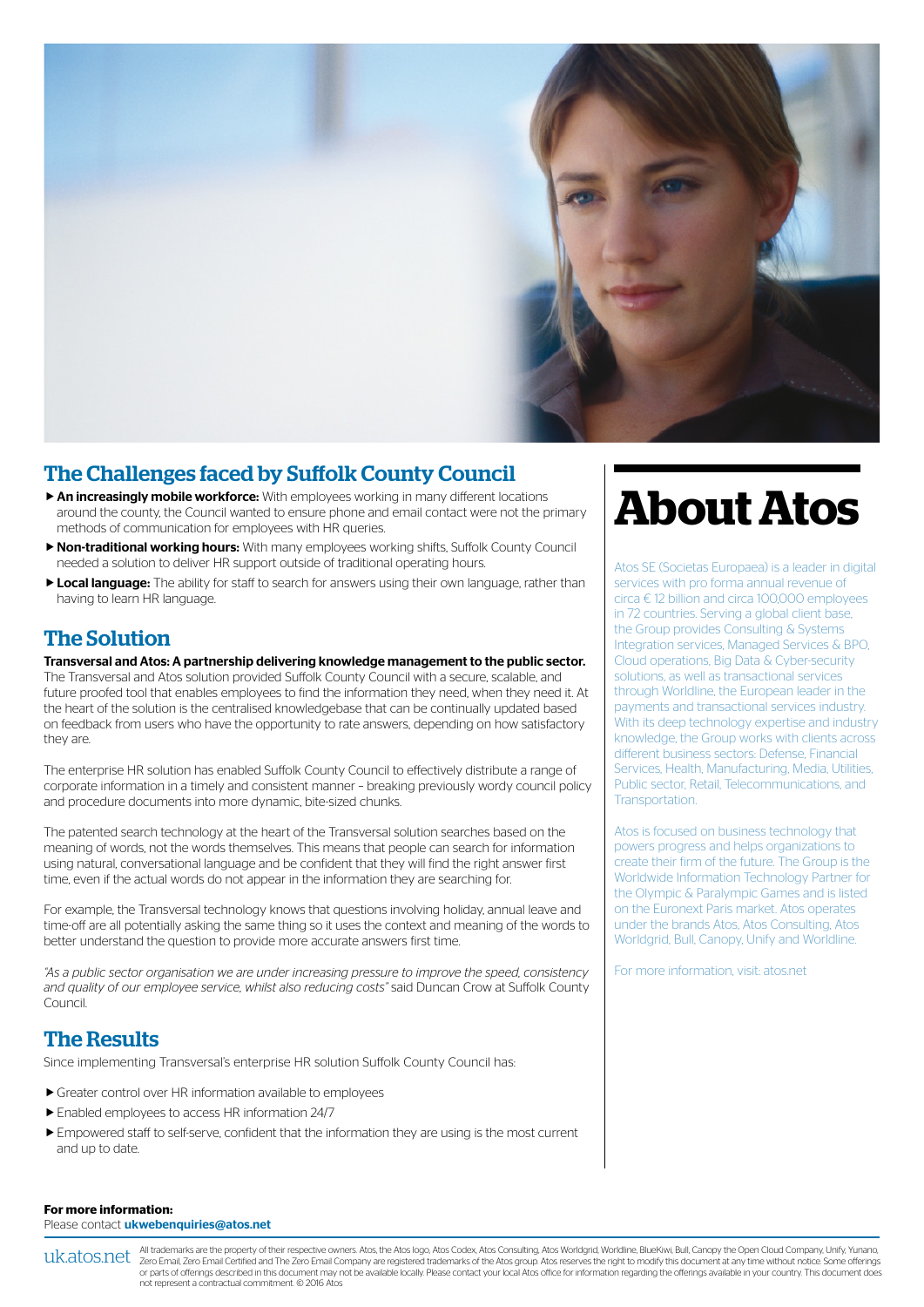## The Challenges faced by Suffolk County Council

- **An increasingly mobile workforce:** With employees working in many different locations around the county, the Council wanted to ensure phone and email contact were not the primary methods of communication for employees with HR queries.
- **Non-traditional working hours:** With many employees working shifts, Suffolk County Council needed a solution to deliver HR support outside of traditional operating hours.
- **Local language:** The ability for staff to search for answers using their own language, rather than having to learn HR language.

## The Solution

**Transversal and Atos: A partnership delivering knowledge management to the public sector.**
The Transversal and Atos solution provided Suffolk County Council with a secure, scalable, and future proofed tool that enables employees to find the information they need, when they need it. At the heart of the solution is the centralised knowledgebase that can be continually updated based on feedback from users who have the opportunity to rate answers, depending on how satisfactory they are.

The enterprise HR solution has enabled Suffolk County Council to effectively distribute a range of corporate information in a timely and consistent manner – breaking previously wordy council policy and procedure documents into more dynamic, bite-sized chunks.

The patented search technology at the heart of the Transversal solution searches based on the meaning of words, not the words themselves. This means that people can search for information using natural, conversational language and be confident that they will find the right answer first time, even if the actual words do not appear in the information they are searching for.

For example, the Transversal technology knows that questions involving holiday, annual leave and time-off are all potentially asking the same thing so it uses the context and meaning of the words to better understand the question to provide more accurate answers first time.

*"As a public sector organisation we are under increasing pressure to improve the speed, consistency and quality of our employee service, whilst also reducing costs"* said Duncan Crow at Suffolk County Council.

## The Results

Since implementing Transversal's enterprise HR solution Suffolk County Council has:

- Greater control over HR information available to employees
- Enabled employees to access HR information 24/7
- Empowered staff to self-serve, confident that the information they are using is the most current and up to date.

# About Atos

Atos SE (Societas Europaea) is a leader in digital services with pro forma annual revenue of circa € 12 billion and circa 100,000 employees in 72 countries. Serving a global client base, the Group provides Consulting & Systems Integration services, Managed Services & BPO, Cloud operations, Big Data & Cyber-security solutions, as well as transactional services through Worldline, the European leader in the payments and transactional services industry. With its deep technology expertise and industry knowledge, the Group works with clients across different business sectors: Defense, Financial Services, Health, Manufacturing, Media, Utilities, Public sector, Retail, Telecommunications, and Transportation.

Atos is focused on business technology that powers progress and helps organizations to create their firm of the future. The Group is the Worldwide Information Technology Partner for the Olympic & Paralympic Games and is listed on the Euronext Paris market. Atos operates under the brands Atos, Atos Consulting, Atos Worldgrid, Bull, Canopy, Unify and Worldline.

For more information, visit: atos.net

**For more information:**
Please contact **ukwebenquiries@atos.net**

uk.atos.net

All trademarks are the property of their respective owners. Atos, the Atos logo, Atos Codex, Atos Consulting, Atos Worldgrid, Worldline, BlueKiwi, Bull, Canopy the Open Cloud Company, Unify, Yunano, Zero Email, Zero Email Certified and The Zero Email Company are registered trademarks of the Atos group. Atos reserves the right to modify this document at any time without notice. Some offerings or parts of offerings described in this document may not be available locally. Please contact your local Atos office for information regarding the offerings available in your country. This document does not represent a contractual commitment. © 2016 Atos